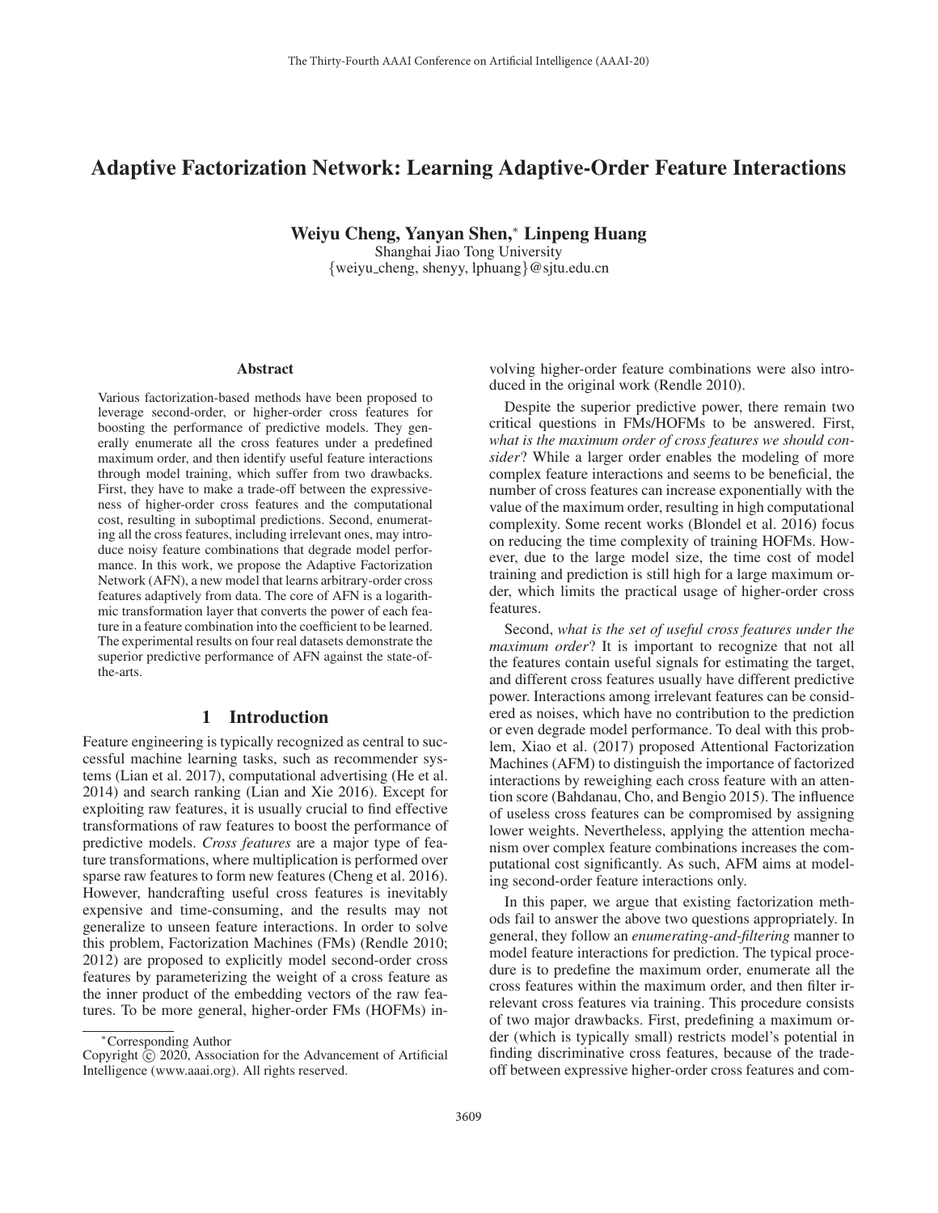# Adaptive Factorization Network: Learning Adaptive-Order Feature Interactions

**Weiyu Cheng, Yanyan Shen,\* Linpeng Huang**

Shanghai Jiao Tong University

{weiyu_cheng, shenyy, lphuang}@sjtu.edu.cn

## Abstract

Various factorization-based methods have been proposed to leverage second-order, or higher-order cross features for boosting the performance of predictive models. They generally enumerate all the cross features under a predefined maximum order, and then identify useful feature interactions through model training, which suffer from two drawbacks. First, they have to make a trade-off between the expressiveness of higher-order cross features and the computational cost, resulting in suboptimal predictions. Second, enumerating all the cross features, including irrelevant ones, may introduce noisy feature combinations that degrade model performance. In this work, we propose the Adaptive Factorization Network (AFN), a new model that learns arbitrary-order cross features adaptively from data. The core of AFN is a logarithmic transformation layer that converts the power of each feature in a feature combination into the coefficient to be learned. The experimental results on four real datasets demonstrate the superior predictive performance of AFN against the state-of-the-arts.

## 1 Introduction

Feature engineering is typically recognized as central to successful machine learning tasks, such as recommender systems (Lian et al. 2017), computational advertising (He et al. 2014) and search ranking (Lian and Xie 2016). Except for exploiting raw features, it is usually crucial to find effective transformations of raw features to boost the performance of predictive models. *Cross features* are a major type of feature transformations, where multiplication is performed over sparse raw features to form new features (Cheng et al. 2016). However, handcrafting useful cross features is inevitably expensive and time-consuming, and the results may not generalize to unseen feature interactions. In order to solve this problem, Factorization Machines (FMs) (Rendle 2010; 2012) are proposed to explicitly model second-order cross features by parameterizing the weight of a cross feature as the inner product of the embedding vectors of the raw features. To be more general, higher-order FMs (HOFMs) involving higher-order feature combinations were also introduced in the original work (Rendle 2010).

Despite the superior predictive power, there remain two critical questions in FMs/HOFMs to be answered. First, *what is the maximum order of cross features we should consider*? While a larger order enables the modeling of more complex feature interactions and seems to be beneficial, the number of cross features can increase exponentially with the value of the maximum order, resulting in high computational complexity. Some recent works (Blondel et al. 2016) focus on reducing the time complexity of training HOFMs. However, due to the large model size, the time cost of model training and prediction is still high for a large maximum order, which limits the practical usage of higher-order cross features.

Second, *what is the set of useful cross features under the maximum order*? It is important to recognize that not all the features contain useful signals for estimating the target, and different cross features usually have different predictive power. Interactions among irrelevant features can be considered as noises, which have no contribution to the prediction or even degrade model performance. To deal with this problem, Xiao et al. (2017) proposed Attentional Factorization Machines (AFM) to distinguish the importance of factorized interactions by reweighing each cross feature with an attention score (Bahdanau, Cho, and Bengio 2015). The influence of useless cross features can be compromised by assigning lower weights. Nevertheless, applying the attention mechanism over complex feature combinations increases the computational cost significantly. As such, AFM aims at modeling second-order feature interactions only.

In this paper, we argue that existing factorization methods fail to answer the above two questions appropriately. In general, they follow an *enumerating-and-filtering* manner to model feature interactions for prediction. The typical procedure is to predefine the maximum order, enumerate all the cross features within the maximum order, and then filter irrelevant cross features via training. This procedure consists of two major drawbacks. First, predefining a maximum order (which is typically small) restricts model's potential in finding discriminative cross features, because of the trade-off between expressive higher-order cross features and com-

\*Corresponding Author

Copyright © 2020, Association for the Advancement of Artificial Intelligence (www.aaai.org). All rights reserved.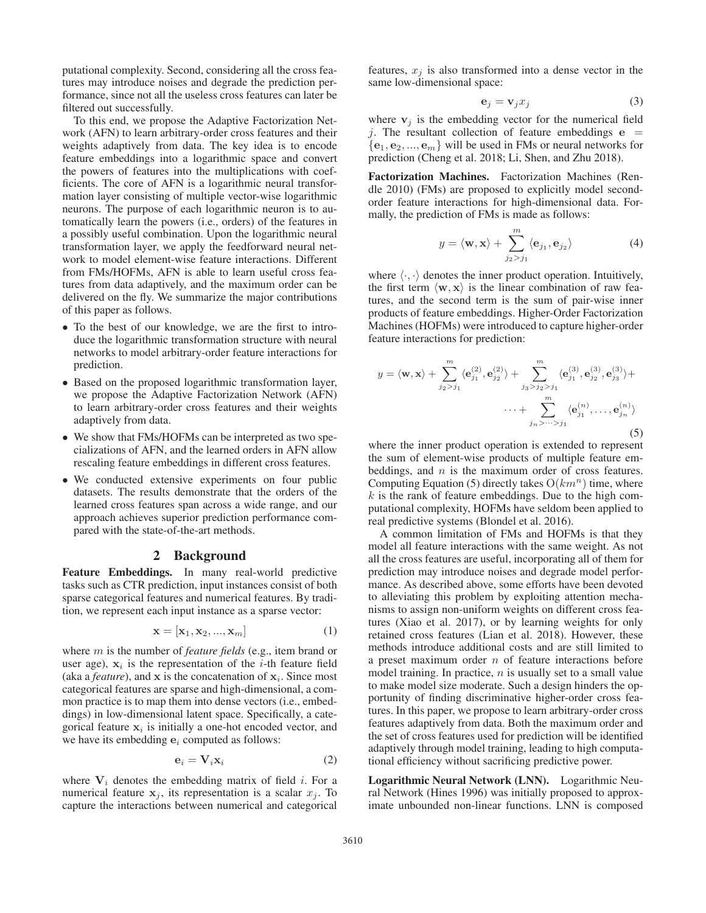putational complexity. Second, considering all the cross features may introduce noises and degrade the prediction performance, since not all the useless cross features can later be filtered out successfully.

To this end, we propose the Adaptive Factorization Network (AFN) to learn arbitrary-order cross features and their weights adaptively from data. The key idea is to encode feature embeddings into a logarithmic space and convert the powers of features into the multiplications with coefficients. The core of AFN is a logarithmic neural transformation layer consisting of multiple vector-wise logarithmic neurons. The purpose of each logarithmic neuron is to automatically learn the powers (i.e., orders) of the features in a possibly useful combination. Upon the logarithmic neural transformation layer, we apply the feedforward neural network to model element-wise feature interactions. Different from FMs/HOFMs, AFN is able to learn useful cross features from data adaptively, and the maximum order can be delivered on the fly. We summarize the major contributions of this paper as follows.

- To the best of our knowledge, we are the first to introduce the logarithmic transformation structure with neural networks to model arbitrary-order feature interactions for prediction.
- Based on the proposed logarithmic transformation layer, we propose the Adaptive Factorization Network (AFN) to learn arbitrary-order cross features and their weights adaptively from data.
- We show that FMs/HOFMs can be interpreted as two specializations of AFN, and the learned orders in AFN allow rescaling feature embeddings in different cross features.
- We conducted extensive experiments on four public datasets. The results demonstrate that the orders of the learned cross features span across a wide range, and our approach achieves superior prediction performance compared with the state-of-the-art methods.

## 2 Background

**Feature Embeddings.** In many real-world predictive tasks such as CTR prediction, input instances consist of both sparse categorical features and numerical features. By tradition, we represent each input instance as a sparse vector:

$$\mathbf{x} = [\mathbf{x}_1, \mathbf{x}_2, ..., \mathbf{x}_m] \tag{1}$$

where $m$ is the number of *feature fields* (e.g., item brand or user age), $\mathbf{x}_i$ is the representation of the $i$-th feature field (aka a *feature*), and $\mathbf{x}$ is the concatenation of $\mathbf{x}_i$. Since most categorical features are sparse and high-dimensional, a common practice is to map them into dense vectors (i.e., embeddings) in low-dimensional latent space. Specifically, a categorical feature $\mathbf{x}_i$ is initially a one-hot encoded vector, and we have its embedding $\mathbf{e}_i$ computed as follows:

$$\mathbf{e}_i = \mathbf{V}_i \mathbf{x}_i \tag{2}$$

where $\mathbf{V}_i$ denotes the embedding matrix of field $i$. For a numerical feature $\mathbf{x}_j$, its representation is a scalar $x_j$. To capture the interactions between numerical and categorical features, $x_j$ is also transformed into a dense vector in the same low-dimensional space:

$$\mathbf{e}_j = \mathbf{v}_j x_j \tag{3}$$

where $\mathbf{v}_j$ is the embedding vector for the numerical field $j$. The resultant collection of feature embeddings $\mathbf{e} = \{\mathbf{e}_1, \mathbf{e}_2, ..., \mathbf{e}_m\}$ will be used in FMs or neural networks for prediction (Cheng et al. 2018; Li, Shen, and Zhu 2018).

**Factorization Machines.** Factorization Machines (Rendle 2010) (FMs) are proposed to explicitly model second-order feature interactions for high-dimensional data. Formally, the prediction of FMs is made as follows:

$$y = \langle \mathbf{w}, \mathbf{x} \rangle + \sum_{j_2 > j_1}^{m} \langle \mathbf{e}_{j_1}, \mathbf{e}_{j_2} \rangle \tag{4}$$

where $\langle \cdot, \cdot \rangle$ denotes the inner product operation. Intuitively, the first term $\langle \mathbf{w}, \mathbf{x} \rangle$ is the linear combination of raw features, and the second term is the sum of pair-wise inner products of feature embeddings. Higher-Order Factorization Machines (HOFMs) were introduced to capture higher-order feature interactions for prediction:

$$y = \langle \mathbf{w}, \mathbf{x} \rangle + \sum_{j_2 > j_1}^{m} \langle \mathbf{e}_{j_1}^{(2)}, \mathbf{e}_{j_2}^{(2)} \rangle + \sum_{j_3 > j_2 > j_1}^{m} \langle \mathbf{e}_{j_1}^{(3)}, \mathbf{e}_{j_2}^{(3)}, \mathbf{e}_{j_3}^{(3)} \rangle + \cdots + \sum_{j_n > \cdots > j_1}^{m} \langle \mathbf{e}_{j_1}^{(n)}, \ldots, \mathbf{e}_{j_n}^{(n)} \rangle \tag{5}$$

where the inner product operation is extended to represent the sum of element-wise products of multiple feature embeddings, and $n$ is the maximum order of cross features. Computing Equation (5) directly takes $\mathrm{O}(km^n)$ time, where $k$ is the rank of feature embeddings. Due to the high computational complexity, HOFMs have seldom been applied to real predictive systems (Blondel et al. 2016).

A common limitation of FMs and HOFMs is that they model all feature interactions with the same weight. As not all the cross features are useful, incorporating all of them for prediction may introduce noises and degrade model performance. As described above, some efforts have been devoted to alleviating this problem by exploiting attention mechanisms to assign non-uniform weights on different cross features (Xiao et al. 2017), or by learning weights for only retained cross features (Lian et al. 2018). However, these methods introduce additional costs and are still limited to a preset maximum order $n$ of feature interactions before model training. In practice, $n$ is usually set to a small value to make model size moderate. Such a design hinders the opportunity of finding discriminative higher-order cross features. In this paper, we propose to learn arbitrary-order cross features adaptively from data. Both the maximum order and the set of cross features used for prediction will be identified adaptively through model training, leading to high computational efficiency without sacrificing predictive power.

**Logarithmic Neural Network (LNN).** Logarithmic Neural Network (Hines 1996) was initially proposed to approximate unbounded non-linear functions. LNN is composed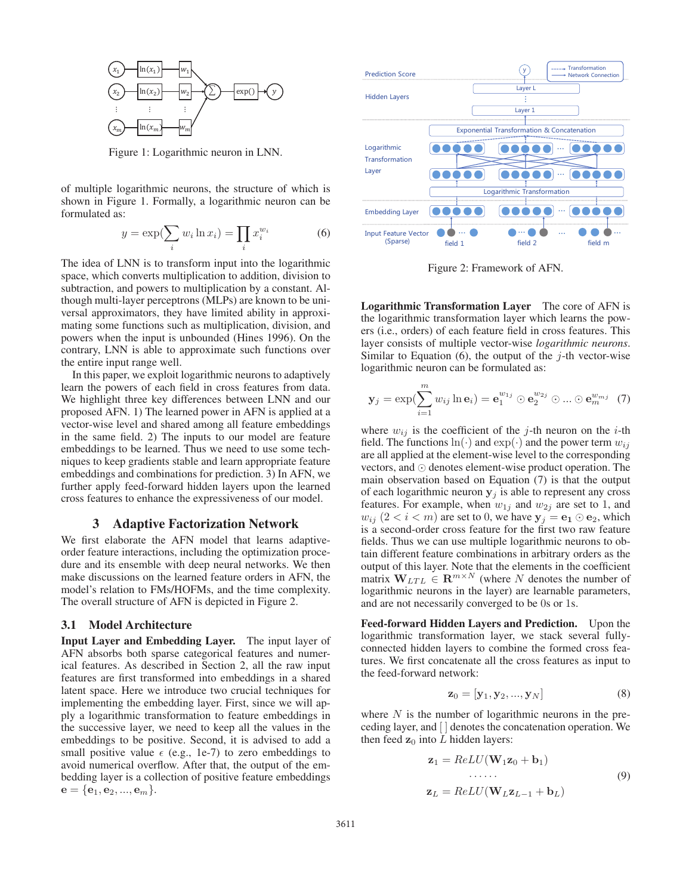Figure 1: Logarithmic neuron in LNN.

of multiple logarithmic neurons, the structure of which is shown in Figure 1. Formally, a logarithmic neuron can be formulated as:

$$y = \exp(\sum_i w_i \ln x_i) = \prod_i x_i^{w_i} \tag{6}$$

The idea of LNN is to transform input into the logarithmic space, which converts multiplication to addition, division to subtraction, and powers to multiplication by a constant. Although multi-layer perceptrons (MLPs) are known to be universal approximators, they have limited ability in approximating some functions such as multiplication, division, and powers when the input is unbounded (Hines 1996). On the contrary, LNN is able to approximate such functions over the entire input range well.

In this paper, we exploit logarithmic neurons to adaptively learn the powers of each field in cross features from data. We highlight three key differences between LNN and our proposed AFN. 1) The learned power in AFN is applied at a vector-wise level and shared among all feature embeddings in the same field. 2) The inputs to our model are feature embeddings to be learned. Thus we need to use some techniques to keep gradients stable and learn appropriate feature embeddings and combinations for prediction. 3) In AFN, we further apply feed-forward hidden layers upon the learned cross features to enhance the expressiveness of our model.

# 3 Adaptive Factorization Network

We first elaborate the AFN model that learns adaptive-order feature interactions, including the optimization procedure and its ensemble with deep neural networks. We then make discussions on the learned feature orders in AFN, the model's relation to FMs/HOFMs, and the time complexity. The overall structure of AFN is depicted in Figure 2.

## 3.1 Model Architecture

**Input Layer and Embedding Layer.** The input layer of AFN absorbs both sparse categorical features and numerical features. As described in Section 2, all the raw input features are first transformed into embeddings in a shared latent space. Here we introduce two crucial techniques for implementing the embedding layer. First, since we will apply a logarithmic transformation to feature embeddings in the successive layer, we need to keep all the values in the embeddings to be positive. Second, it is advised to add a small positive value $\epsilon$ (e.g., 1e-7) to zero embeddings to avoid numerical overflow. After that, the output of the embedding layer is a collection of positive feature embeddings $\mathbf{e} = \{\mathbf{e}_1, \mathbf{e}_2, ..., \mathbf{e}_m\}$.

Figure 2: Framework of AFN.

**Logarithmic Transformation Layer** The core of AFN is the logarithmic transformation layer which learns the powers (i.e., orders) of each feature field in cross features. This layer consists of multiple vector-wise *logarithmic neurons*. Similar to Equation (6), the output of the $j$-th vector-wise logarithmic neuron can be formulated as:

$$\mathbf{y}_j = \exp(\sum_{i=1}^{m} w_{ij} \ln \mathbf{e}_i) = \mathbf{e}_1^{w_{1j}} \odot \mathbf{e}_2^{w_{2j}} \odot ... \odot \mathbf{e}_m^{w_{mj}} \tag{7}$$

where $w_{ij}$ is the coefficient of the $j$-th neuron on the $i$-th field. The functions $\ln(\cdot)$ and $\exp(\cdot)$ and the power term $w_{ij}$ are all applied at the element-wise level to the corresponding vectors, and $\odot$ denotes element-wise product operation. The main observation based on Equation (7) is that the output of each logarithmic neuron $\mathbf{y}_j$ is able to represent any cross features. For example, when $w_{1j}$ and $w_{2j}$ are set to 1, and $w_{ij}$ $(2 < i < m)$ are set to 0, we have $\mathbf{y}_j = \mathbf{e_1} \odot \mathbf{e}_2$, which is a second-order cross feature for the first two raw feature fields. Thus we can use multiple logarithmic neurons to obtain different feature combinations in arbitrary orders as the output of this layer. Note that the elements in the coefficient matrix $\mathbf{W}_{LTL} \in \mathbf{R}^{m \times N}$ (where $N$ denotes the number of logarithmic neurons in the layer) are learnable parameters, and are not necessarily converged to be 0s or 1s.

**Feed-forward Hidden Layers and Prediction.** Upon the logarithmic transformation layer, we stack several fully-connected hidden layers to combine the formed cross features. We first concatenate all the cross features as input to the feed-forward network:

$$\mathbf{z}_0 = [\mathbf{y}_1, \mathbf{y}_2, ..., \mathbf{y}_N] \tag{8}$$

where $N$ is the number of logarithmic neurons in the preceding layer, and [ ] denotes the concatenation operation. We then feed $\mathbf{z}_0$ into $L$ hidden layers:

$$\begin{aligned} \mathbf{z}_1 &= ReLU(\mathbf{W}_1 \mathbf{z}_0 + \mathbf{b}_1) \\ &\cdots\cdots \\ \mathbf{z}_L &= ReLU(\mathbf{W}_L \mathbf{z}_{L-1} + \mathbf{b}_L) \end{aligned} \tag{9}$$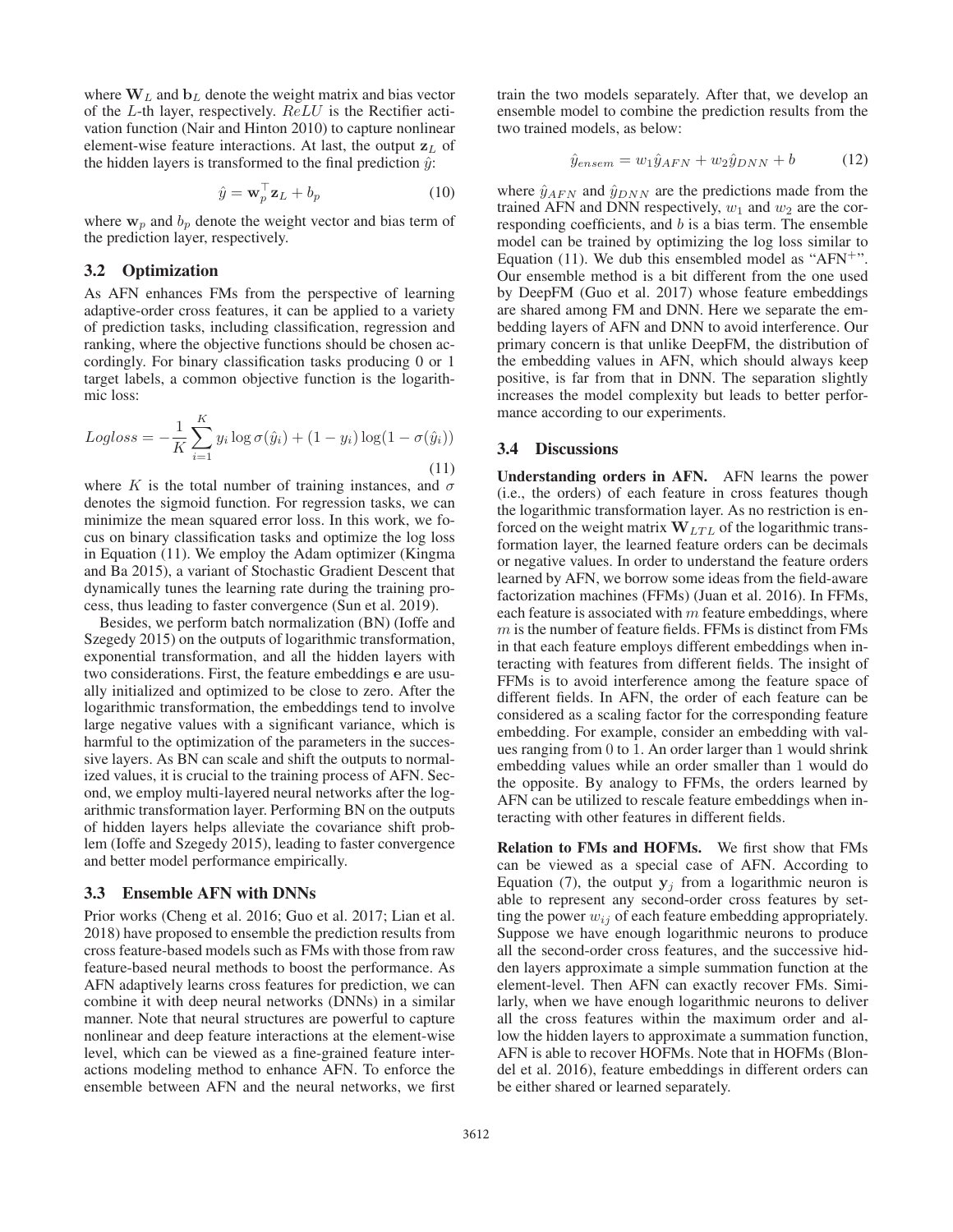where $\mathbf{W}_L$ and $\mathbf{b}_L$ denote the weight matrix and bias vector of the $L$-th layer, respectively. $ReLU$ is the Rectifier activation function (Nair and Hinton 2010) to capture nonlinear element-wise feature interactions. At last, the output $\mathbf{z}_L$ of the hidden layers is transformed to the final prediction $\hat{y}$:

$$\hat{y} = \mathbf{w}_p^\top \mathbf{z}_L + b_p \tag{10}$$

where $\mathbf{w}_p$ and $b_p$ denote the weight vector and bias term of the prediction layer, respectively.

### 3.2 Optimization

As AFN enhances FMs from the perspective of learning adaptive-order cross features, it can be applied to a variety of prediction tasks, including classification, regression and ranking, where the objective functions should be chosen accordingly. For binary classification tasks producing 0 or 1 target labels, a common objective function is the logarithmic loss:

$$Logloss = -\frac{1}{K}\sum_{i=1}^{K} y_i \log \sigma(\hat{y}_i) + (1 - y_i)\log(1 - \sigma(\hat{y}_i)) \tag{11}$$

where $K$ is the total number of training instances, and $\sigma$ denotes the sigmoid function. For regression tasks, we can minimize the mean squared error loss. In this work, we focus on binary classification tasks and optimize the log loss in Equation (11). We employ the Adam optimizer (Kingma and Ba 2015), a variant of Stochastic Gradient Descent that dynamically tunes the learning rate during the training process, thus leading to faster convergence (Sun et al. 2019).

Besides, we perform batch normalization (BN) (Ioffe and Szegedy 2015) on the outputs of logarithmic transformation, exponential transformation, and all the hidden layers with two considerations. First, the feature embeddings $\mathbf{e}$ are usually initialized and optimized to be close to zero. After the logarithmic transformation, the embeddings tend to involve large negative values with a significant variance, which is harmful to the optimization of the parameters in the successive layers. As BN can scale and shift the outputs to normalized values, it is crucial to the training process of AFN. Second, we employ multi-layered neural networks after the logarithmic transformation layer. Performing BN on the outputs of hidden layers helps alleviate the covariance shift problem (Ioffe and Szegedy 2015), leading to faster convergence and better model performance empirically.

### 3.3 Ensemble AFN with DNNs

Prior works (Cheng et al. 2016; Guo et al. 2017; Lian et al. 2018) have proposed to ensemble the prediction results from cross feature-based models such as FMs with those from raw feature-based neural methods to boost the performance. As AFN adaptively learns cross features for prediction, we can combine it with deep neural networks (DNNs) in a similar manner. Note that neural structures are powerful to capture nonlinear and deep feature interactions at the element-wise level, which can be viewed as a fine-grained feature interactions modeling method to enhance AFN. To enforce the ensemble between AFN and the neural networks, we first train the two models separately. After that, we develop an ensemble model to combine the prediction results from the two trained models, as below:

$$\hat{y}_{ensem} = w_1 \hat{y}_{AFN} + w_2 \hat{y}_{DNN} + b \tag{12}$$

where $\hat{y}_{AFN}$ and $\hat{y}_{DNN}$ are the predictions made from the trained AFN and DNN respectively, $w_1$ and $w_2$ are the corresponding coefficients, and $b$ is a bias term. The ensemble model can be trained by optimizing the log loss similar to Equation (11). We dub this ensembled model as "AFN$^+$". Our ensemble method is a bit different from the one used by DeepFM (Guo et al. 2017) whose feature embeddings are shared among FM and DNN. Here we separate the embedding layers of AFN and DNN to avoid interference. Our primary concern is that unlike DeepFM, the distribution of the embedding values in AFN, which should always keep positive, is far from that in DNN. The separation slightly increases the model complexity but leads to better performance according to our experiments.

### 3.4 Discussions

**Understanding orders in AFN.** AFN learns the power (i.e., the orders) of each feature in cross features though the logarithmic transformation layer. As no restriction is enforced on the weight matrix $\mathbf{W}_{LTL}$ of the logarithmic transformation layer, the learned feature orders can be decimals or negative values. In order to understand the feature orders learned by AFN, we borrow some ideas from the field-aware factorization machines (FFMs) (Juan et al. 2016). In FFMs, each feature is associated with $m$ feature embeddings, where $m$ is the number of feature fields. FFMs is distinct from FMs in that each feature employs different embeddings when interacting with features from different fields. The insight of FFMs is to avoid interference among the feature space of different fields. In AFN, the order of each feature can be considered as a scaling factor for the corresponding feature embedding. For example, consider an embedding with values ranging from 0 to 1. An order larger than 1 would shrink embedding values while an order smaller than 1 would do the opposite. By analogy to FFMs, the orders learned by AFN can be utilized to rescale feature embeddings when interacting with other features in different fields.

**Relation to FMs and HOFMs.** We first show that FMs can be viewed as a special case of AFN. According to Equation (7), the output $\mathbf{y}_j$ from a logarithmic neuron is able to represent any second-order cross features by setting the power $w_{ij}$ of each feature embedding appropriately. Suppose we have enough logarithmic neurons to produce all the second-order cross features, and the successive hidden layers approximate a simple summation function at the element-level. Then AFN can exactly recover FMs. Similarly, when we have enough logarithmic neurons to deliver all the cross features within the maximum order and allow the hidden layers to approximate a summation function, AFN is able to recover HOFMs. Note that in HOFMs (Blondel et al. 2016), feature embeddings in different orders can be either shared or learned separately.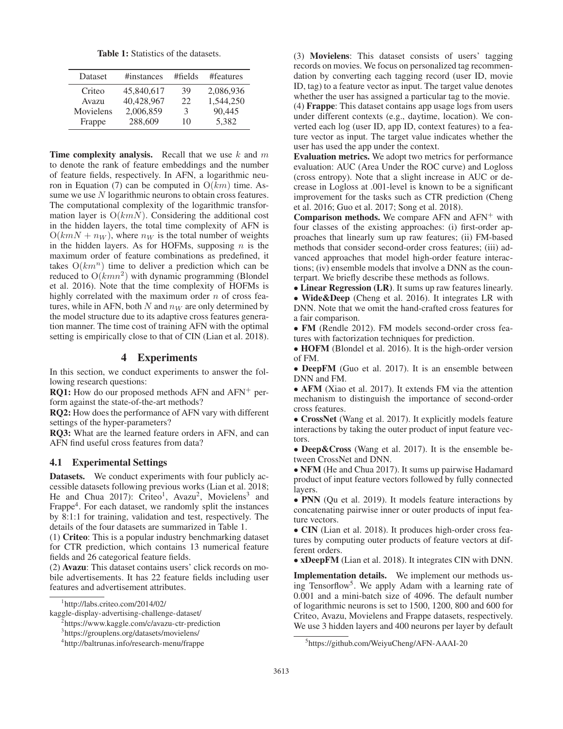**Table 1:** Statistics of the datasets.

| Dataset | #instances | #fields | #features |
|---|---|---|---|
| Criteo | 45,840,617 | 39 | 2,086,936 |
| Avazu | 40,428,967 | 22 | 1,544,250 |
| Movielens | 2,006,859 | 3 | 90,445 |
| Frappe | 288,609 | 10 | 5,382 |

**Time complexity analysis.** Recall that we use $k$ and $m$ to denote the rank of feature embeddings and the number of feature fields, respectively. In AFN, a logarithmic neuron in Equation (7) can be computed in $O(km)$ time. Assume we use $N$ logarithmic neurons to obtain cross features. The computational complexity of the logarithmic transformation layer is $O(kmN)$. Considering the additional cost in the hidden layers, the total time complexity of AFN is $O(kmN + n_W)$, where $n_W$ is the total number of weights in the hidden layers. As for HOFMs, supposing $n$ is the maximum order of feature combinations as predefined, it takes $O(km^n)$ time to deliver a prediction which can be reduced to $O(kmn^2)$ with dynamic programming (Blondel et al. 2016). Note that the time complexity of HOFMs is highly correlated with the maximum order $n$ of cross features, while in AFN, both $N$ and $n_W$ are only determined by the model structure due to its adaptive cross features generation manner. The time cost of training AFN with the optimal setting is empirically close to that of CIN (Lian et al. 2018).

# 4 Experiments

In this section, we conduct experiments to answer the following research questions:

**RQ1:** How do our proposed methods AFN and AFN$^+$ perform against the state-of-the-art methods?

**RQ2:** How does the performance of AFN vary with different settings of the hyper-parameters?

**RQ3:** What are the learned feature orders in AFN, and can AFN find useful cross features from data?

## 4.1 Experimental Settings

**Datasets.** We conduct experiments with four publicly accessible datasets following previous works (Lian et al. 2018; He and Chua 2017): Criteo[1], Avazu[2], Movielens[3] and Frappe[4]. For each dataset, we randomly split the instances by 8:1:1 for training, validation and test, respectively. The details of the four datasets are summarized in Table 1.

(1) **Criteo**: This is a popular industry benchmarking dataset for CTR prediction, which contains 13 numerical feature fields and 26 categorical feature fields.

(2) **Avazu**: This dataset contains users' click records on mobile advertisements. It has 22 feature fields including user features and advertisement attributes.

(3) **Movielens**: This dataset consists of users' tagging records on movies. We focus on personalized tag recommendation by converting each tagging record (user ID, movie ID, tag) to a feature vector as input. The target value denotes whether the user has assigned a particular tag to the movie.

(4) **Frappe**: This dataset contains app usage logs from users under different contexts (e.g., daytime, location). We converted each log (user ID, app ID, context features) to a feature vector as input. The target value indicates whether the user has used the app under the context.

**Evaluation metrics.** We adopt two metrics for performance evaluation: AUC (Area Under the ROC curve) and Logloss (cross entropy). Note that a slight increase in AUC or decrease in Logloss at .001-level is known to be a significant improvement for the tasks such as CTR prediction (Cheng et al. 2016; Guo et al. 2017; Song et al. 2018).

**Comparison methods.** We compare AFN and AFN$^+$ with four classes of the existing approaches: (i) first-order approaches that linearly sum up raw features; (ii) FM-based methods that consider second-order cross features; (iii) advanced approaches that model high-order feature interactions; (iv) ensemble models that involve a DNN as the counterpart. We briefly describe these methods as follows.

- **Linear Regression (LR)**. It sums up raw features linearly.
- **Wide&Deep** (Cheng et al. 2016). It integrates LR with DNN. Note that we omit the hand-crafted cross features for a fair comparison.
- **FM** (Rendle 2012). FM models second-order cross features with factorization techniques for prediction.
- **HOFM** (Blondel et al. 2016). It is the high-order version of FM.
- **DeepFM** (Guo et al. 2017). It is an ensemble between DNN and FM.
- **AFM** (Xiao et al. 2017). It extends FM via the attention mechanism to distinguish the importance of second-order cross features.
- **CrossNet** (Wang et al. 2017). It explicitly models feature interactions by taking the outer product of input feature vectors.
- **Deep&Cross** (Wang et al. 2017). It is the ensemble between CrossNet and DNN.
- **NFM** (He and Chua 2017). It sums up pairwise Hadamard product of input feature vectors followed by fully connected layers.
- **PNN** (Qu et al. 2019). It models feature interactions by concatenating pairwise inner or outer products of input feature vectors.
- **CIN** (Lian et al. 2018). It produces high-order cross features by computing outer products of feature vectors at different orders.
- **xDeepFM** (Lian et al. 2018). It integrates CIN with DNN.

**Implementation details.** We implement our methods using Tensorflow[5]. We apply Adam with a learning rate of 0.001 and a mini-batch size of 4096. The default number of logarithmic neurons is set to 1500, 1200, 800 and 600 for Criteo, Avazu, Movielens and Frappe datasets, respectively. We use 3 hidden layers and 400 neurons per layer by default

[1] http://labs.criteo.com/2014/02/kaggle-display-advertising-challenge-dataset/

[2] https://www.kaggle.com/c/avazu-ctr-prediction

[3] https://grouplens.org/datasets/movielens/

[4] http://baltrunas.info/research-menu/frappe

[5] https://github.com/WeiyuCheng/AFN-AAAI-20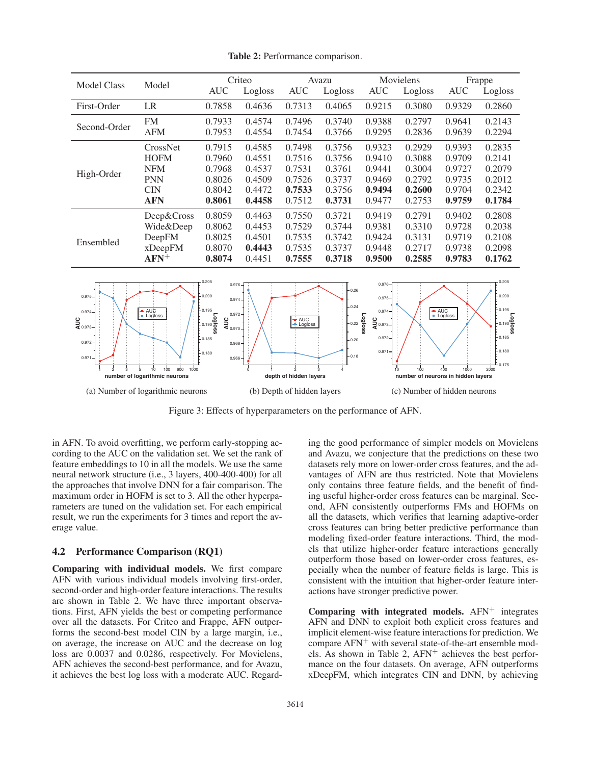**Table 2:** Performance comparison.

| Model Class | Model | Criteo | | Avazu | | Movielens | | Frappe | |
|---|---|---|---|---|---|---|---|---|---|
| | | AUC | Logloss | AUC | Logloss | AUC | Logloss | AUC | Logloss |
| First-Order | LR | 0.7858 | 0.4636 | 0.7313 | 0.4065 | 0.9215 | 0.3080 | 0.9329 | 0.2860 |
| Second-Order | FM | 0.7933 | 0.4574 | 0.7496 | 0.3740 | 0.9388 | 0.2797 | 0.9641 | 0.2143 |
| | AFM | 0.7953 | 0.4554 | 0.7454 | 0.3766 | 0.9295 | 0.2836 | 0.9639 | 0.2294 |
| High-Order | CrossNet | 0.7915 | 0.4585 | 0.7498 | 0.3756 | 0.9323 | 0.2929 | 0.9393 | 0.2835 |
| | HOFM | 0.7960 | 0.4551 | 0.7516 | 0.3756 | 0.9410 | 0.3088 | 0.9709 | 0.2141 |
| | NFM | 0.7968 | 0.4537 | 0.7531 | 0.3761 | 0.9441 | 0.3004 | 0.9727 | 0.2079 |
| | PNN | 0.8026 | 0.4509 | 0.7526 | 0.3737 | 0.9469 | 0.2792 | 0.9735 | 0.2012 |
| | CIN | 0.8042 | 0.4472 | **0.7533** | 0.3756 | **0.9494** | **0.2600** | 0.9704 | 0.2342 |
| | **AFN** | **0.8061** | **0.4458** | 0.7512 | **0.3731** | 0.9477 | 0.2753 | **0.9759** | **0.1784** |
| Ensembled | Deep&Cross | 0.8059 | 0.4463 | 0.7550 | 0.3721 | 0.9419 | 0.2791 | 0.9402 | 0.2808 |
| | Wide&Deep | 0.8062 | 0.4453 | 0.7529 | 0.3744 | 0.9381 | 0.3310 | 0.9728 | 0.2038 |
| | DeepFM | 0.8025 | 0.4501 | 0.7535 | 0.3742 | 0.9424 | 0.3131 | 0.9719 | 0.2108 |
| | xDeepFM | 0.8070 | **0.4443** | 0.7535 | 0.3737 | 0.9448 | 0.2717 | 0.9738 | 0.2098 |
| | **AFN$^+$** | **0.8074** | 0.4451 | **0.7555** | **0.3718** | **0.9500** | **0.2585** | **0.9783** | **0.1762** |

(a) Number of logarithmic neurons (b) Depth of hidden layers (c) Number of hidden neurons

Figure 3: Effects of hyperparameters on the performance of AFN.

in AFN. To avoid overfitting, we perform early-stopping according to the AUC on the validation set. We set the rank of feature embeddings to 10 in all the models. We use the same neural network structure (i.e., 3 layers, 400-400-400) for all the approaches that involve DNN for a fair comparison. The maximum order in HOFM is set to 3. All the other hyperparameters are tuned on the validation set. For each empirical result, we run the experiments for 3 times and report the average value.

### 4.2 Performance Comparison (RQ1)

**Comparing with individual models.** We first compare AFN with various individual models involving first-order, second-order and high-order feature interactions. The results are shown in Table 2. We have three important observations. First, AFN yields the best or competing performance over all the datasets. For Criteo and Frappe, AFN outperforms the second-best model CIN by a large margin, i.e., on average, the increase on AUC and the decrease on log loss are 0.0037 and 0.0286, respectively. For Movielens, AFN achieves the second-best performance, and for Avazu, it achieves the best log loss with a moderate AUC. Regarding the good performance of simpler models on Movielens and Avazu, we conjecture that the predictions on these two datasets rely more on lower-order cross features, and the advantages of AFN are thus restricted. Note that Movielens only contains three feature fields, and the benefit of finding useful higher-order cross features can be marginal. Second, AFN consistently outperforms FMs and HOFMs on all the datasets, which verifies that learning adaptive-order cross features can bring better predictive performance than modeling fixed-order feature interactions. Third, the models that utilize higher-order feature interactions generally outperform those based on lower-order cross features, especially when the number of feature fields is large. This is consistent with the intuition that higher-order feature interactions have stronger predictive power.

**Comparing with integrated models.** AFN$^+$ integrates AFN and DNN to exploit both explicit cross features and implicit element-wise feature interactions for prediction. We compare AFN$^+$ with several state-of-the-art ensemble models. As shown in Table 2, AFN$^+$ achieves the best performance on the four datasets. On average, AFN outperforms xDeepFM, which integrates CIN and DNN, by achieving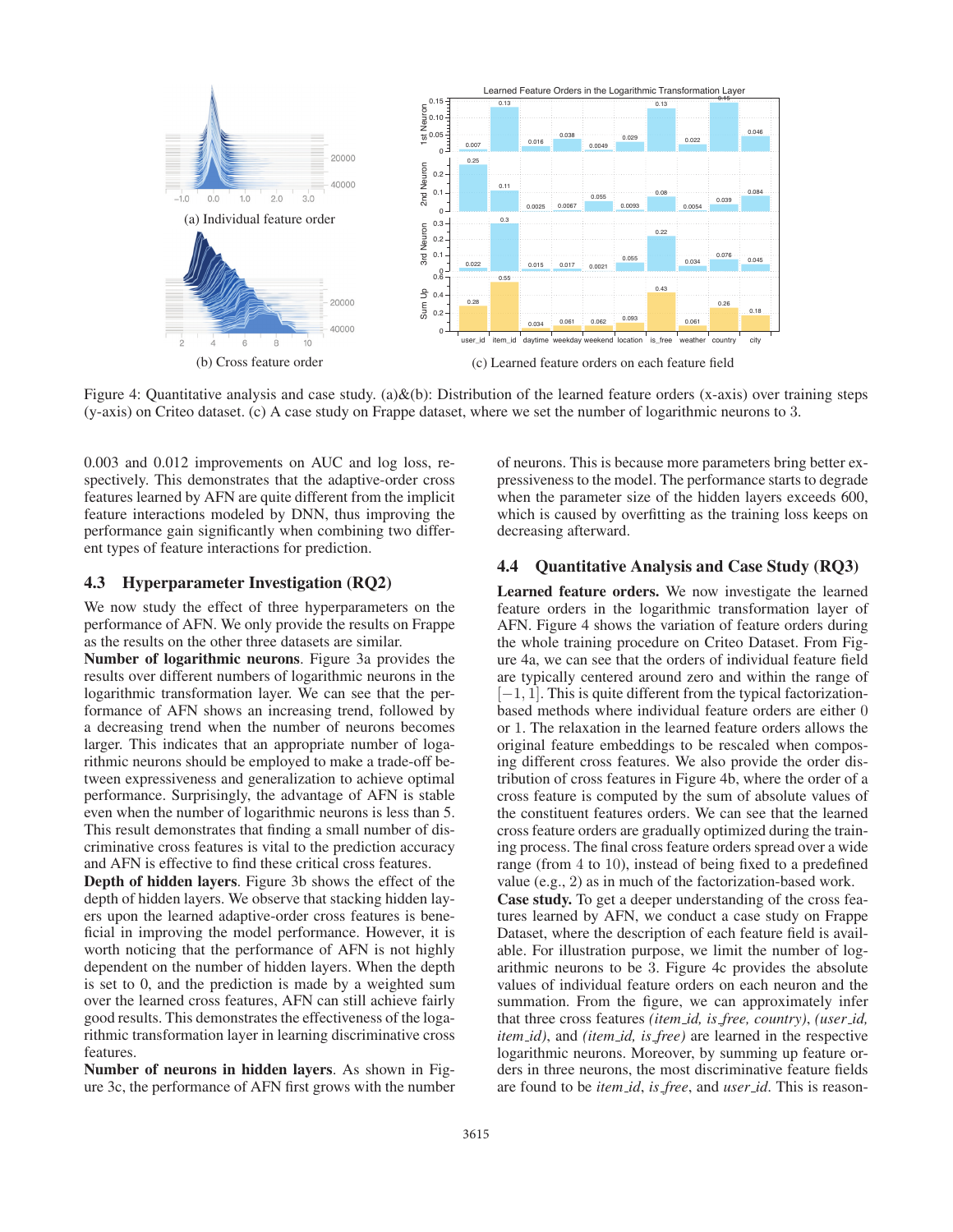(a) Individual feature order

(b) Cross feature order

(c) Learned feature orders on each feature field

Figure 4: Quantitative analysis and case study. (a)&(b): Distribution of the learned feature orders (x-axis) over training steps (y-axis) on Criteo dataset. (c) A case study on Frappe dataset, where we set the number of logarithmic neurons to 3.

0.003 and 0.012 improvements on AUC and log loss, respectively. This demonstrates that the adaptive-order cross features learned by AFN are quite different from the implicit feature interactions modeled by DNN, thus improving the performance gain significantly when combining two different types of feature interactions for prediction.

## 4.3 Hyperparameter Investigation (RQ2)

We now study the effect of three hyperparameters on the performance of AFN. We only provide the results on Frappe as the results on the other three datasets are similar.

**Number of logarithmic neurons**. Figure 3a provides the results over different numbers of logarithmic neurons in the logarithmic transformation layer. We can see that the performance of AFN shows an increasing trend, followed by a decreasing trend when the number of neurons becomes larger. This indicates that an appropriate number of logarithmic neurons should be employed to make a trade-off between expressiveness and generalization to achieve optimal performance. Surprisingly, the advantage of AFN is stable even when the number of logarithmic neurons is less than 5. This result demonstrates that finding a small number of discriminative cross features is vital to the prediction accuracy and AFN is effective to find these critical cross features.

**Depth of hidden layers**. Figure 3b shows the effect of the depth of hidden layers. We observe that stacking hidden layers upon the learned adaptive-order cross features is beneficial in improving the model performance. However, it is worth noticing that the performance of AFN is not highly dependent on the number of hidden layers. When the depth is set to 0, and the prediction is made by a weighted sum over the learned cross features, AFN can still achieve fairly good results. This demonstrates the effectiveness of the logarithmic transformation layer in learning discriminative cross features.

**Number of neurons in hidden layers**. As shown in Figure 3c, the performance of AFN first grows with the number of neurons. This is because more parameters bring better expressiveness to the model. The performance starts to degrade when the parameter size of the hidden layers exceeds 600, which is caused by overfitting as the training loss keeps on decreasing afterward.

## 4.4 Quantitative Analysis and Case Study (RQ3)

**Learned feature orders.** We now investigate the learned feature orders in the logarithmic transformation layer of AFN. Figure 4 shows the variation of feature orders during the whole training procedure on Criteo Dataset. From Figure 4a, we can see that the orders of individual feature field are typically centered around zero and within the range of $[-1, 1]$. This is quite different from the typical factorization-based methods where individual feature orders are either 0 or 1. The relaxation in the learned feature orders allows the original feature embeddings to be rescaled when composing different cross features. We also provide the order distribution of cross features in Figure 4b, where the order of a cross feature is computed by the sum of absolute values of the constituent features orders. We can see that the learned cross feature orders are gradually optimized during the training process. The final cross feature orders spread over a wide range (from 4 to 10), instead of being fixed to a predefined value (e.g., 2) as in much of the factorization-based work.

**Case study.** To get a deeper understanding of the cross features learned by AFN, we conduct a case study on Frappe Dataset, where the description of each feature field is available. For illustration purpose, we limit the number of logarithmic neurons to be 3. Figure 4c provides the absolute values of individual feature orders on each neuron and the summation. From the figure, we can approximately infer that three cross features *(item_id, is_free, country)*, *(user_id, item_id)*, and *(item_id, is_free)* are learned in the respective logarithmic neurons. Moreover, by summing up feature orders in three neurons, the most discriminative feature fields are found to be *item_id*, *is_free*, and *user_id*. This is reason-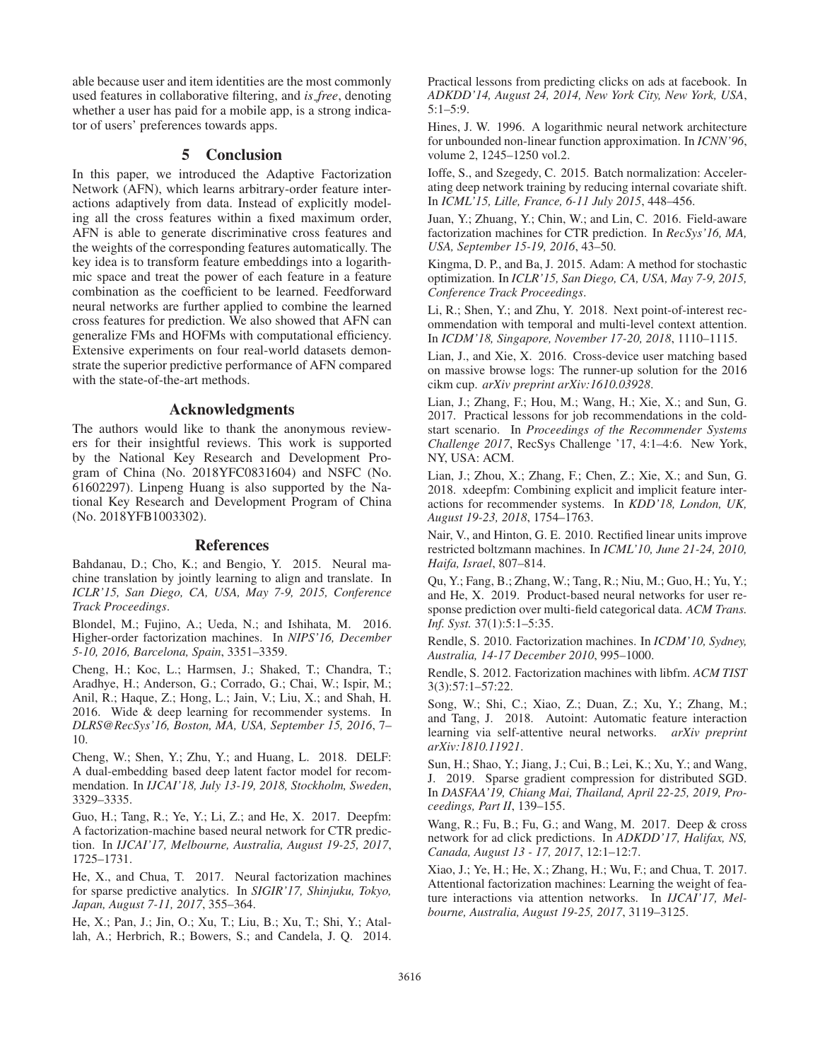able because user and item identities are the most commonly used features in collaborative filtering, and *is_free*, denoting whether a user has paid for a mobile app, is a strong indicator of users' preferences towards apps.

## 5 Conclusion

In this paper, we introduced the Adaptive Factorization Network (AFN), which learns arbitrary-order feature interactions adaptively from data. Instead of explicitly modeling all the cross features within a fixed maximum order, AFN is able to generate discriminative cross features and the weights of the corresponding features automatically. The key idea is to transform feature embeddings into a logarithmic space and treat the power of each feature in a feature combination as the coefficient to be learned. Feedforward neural networks are further applied to combine the learned cross features for prediction. We also showed that AFN can generalize FMs and HOFMs with computational efficiency. Extensive experiments on four real-world datasets demonstrate the superior predictive performance of AFN compared with the state-of-the-art methods.

## Acknowledgments

The authors would like to thank the anonymous reviewers for their insightful reviews. This work is supported by the National Key Research and Development Program of China (No. 2018YFC0831604) and NSFC (No. 61602297). Linpeng Huang is also supported by the National Key Research and Development Program of China (No. 2018YFB1003302).

## References

Bahdanau, D.; Cho, K.; and Bengio, Y. 2015. Neural machine translation by jointly learning to align and translate. In *ICLR'15, San Diego, CA, USA, May 7-9, 2015, Conference Track Proceedings*.

Blondel, M.; Fujino, A.; Ueda, N.; and Ishihata, M. 2016. Higher-order factorization machines. In *NIPS'16, December 5-10, 2016, Barcelona, Spain*, 3351–3359.

Cheng, H.; Koc, L.; Harmsen, J.; Shaked, T.; Chandra, T.; Aradhye, H.; Anderson, G.; Corrado, G.; Chai, W.; Ispir, M.; Anil, R.; Haque, Z.; Hong, L.; Jain, V.; Liu, X.; and Shah, H. 2016. Wide & deep learning for recommender systems. In *DLRS@RecSys'16, Boston, MA, USA, September 15, 2016*, 7–10.

Cheng, W.; Shen, Y.; Zhu, Y.; and Huang, L. 2018. DELF: A dual-embedding based deep latent factor model for recommendation. In *IJCAI'18, July 13-19, 2018, Stockholm, Sweden*, 3329–3335.

Guo, H.; Tang, R.; Ye, Y.; Li, Z.; and He, X. 2017. Deepfm: A factorization-machine based neural network for CTR prediction. In *IJCAI'17, Melbourne, Australia, August 19-25, 2017*, 1725–1731.

He, X., and Chua, T. 2017. Neural factorization machines for sparse predictive analytics. In *SIGIR'17, Shinjuku, Tokyo, Japan, August 7-11, 2017*, 355–364.

He, X.; Pan, J.; Jin, O.; Xu, T.; Liu, B.; Xu, T.; Shi, Y.; Atallah, A.; Herbrich, R.; Bowers, S.; and Candela, J. Q. 2014. Practical lessons from predicting clicks on ads at facebook. In *ADKDD'14, August 24, 2014, New York City, New York, USA*, 5:1–5:9.

Hines, J. W. 1996. A logarithmic neural network architecture for unbounded non-linear function approximation. In *ICNN'96*, volume 2, 1245–1250 vol.2.

Ioffe, S., and Szegedy, C. 2015. Batch normalization: Accelerating deep network training by reducing internal covariate shift. In *ICML'15, Lille, France, 6-11 July 2015*, 448–456.

Juan, Y.; Zhuang, Y.; Chin, W.; and Lin, C. 2016. Field-aware factorization machines for CTR prediction. In *RecSys'16, MA, USA, September 15-19, 2016*, 43–50.

Kingma, D. P., and Ba, J. 2015. Adam: A method for stochastic optimization. In *ICLR'15, San Diego, CA, USA, May 7-9, 2015, Conference Track Proceedings*.

Li, R.; Shen, Y.; and Zhu, Y. 2018. Next point-of-interest recommendation with temporal and multi-level context attention. In *ICDM'18, Singapore, November 17-20, 2018*, 1110–1115.

Lian, J., and Xie, X. 2016. Cross-device user matching based on massive browse logs: The runner-up solution for the 2016 cikm cup. *arXiv preprint arXiv:1610.03928*.

Lian, J.; Zhang, F.; Hou, M.; Wang, H.; Xie, X.; and Sun, G. 2017. Practical lessons for job recommendations in the cold-start scenario. In *Proceedings of the Recommender Systems Challenge 2017*, RecSys Challenge '17, 4:1–4:6. New York, NY, USA: ACM.

Lian, J.; Zhou, X.; Zhang, F.; Chen, Z.; Xie, X.; and Sun, G. 2018. xdeepfm: Combining explicit and implicit feature interactions for recommender systems. In *KDD'18, London, UK, August 19-23, 2018*, 1754–1763.

Nair, V., and Hinton, G. E. 2010. Rectified linear units improve restricted boltzmann machines. In *ICML'10, June 21-24, 2010, Haifa, Israel*, 807–814.

Qu, Y.; Fang, B.; Zhang, W.; Tang, R.; Niu, M.; Guo, H.; Yu, Y.; and He, X. 2019. Product-based neural networks for user response prediction over multi-field categorical data. *ACM Trans. Inf. Syst.* 37(1):5:1–5:35.

Rendle, S. 2010. Factorization machines. In *ICDM'10, Sydney, Australia, 14-17 December 2010*, 995–1000.

Rendle, S. 2012. Factorization machines with libfm. *ACM TIST* 3(3):57:1–57:22.

Song, W.; Shi, C.; Xiao, Z.; Duan, Z.; Xu, Y.; Zhang, M.; and Tang, J. 2018. Autoint: Automatic feature interaction learning via self-attentive neural networks. *arXiv preprint arXiv:1810.11921*.

Sun, H.; Shao, Y.; Jiang, J.; Cui, B.; Lei, K.; Xu, Y.; and Wang, J. 2019. Sparse gradient compression for distributed SGD. In *DASFAA'19, Chiang Mai, Thailand, April 22-25, 2019, Proceedings, Part II*, 139–155.

Wang, R.; Fu, B.; Fu, G.; and Wang, M. 2017. Deep & cross network for ad click predictions. In *ADKDD'17, Halifax, NS, Canada, August 13 - 17, 2017*, 12:1–12:7.

Xiao, J.; Ye, H.; He, X.; Zhang, H.; Wu, F.; and Chua, T. 2017. Attentional factorization machines: Learning the weight of feature interactions via attention networks. In *IJCAI'17, Melbourne, Australia, August 19-25, 2017*, 3119–3125.